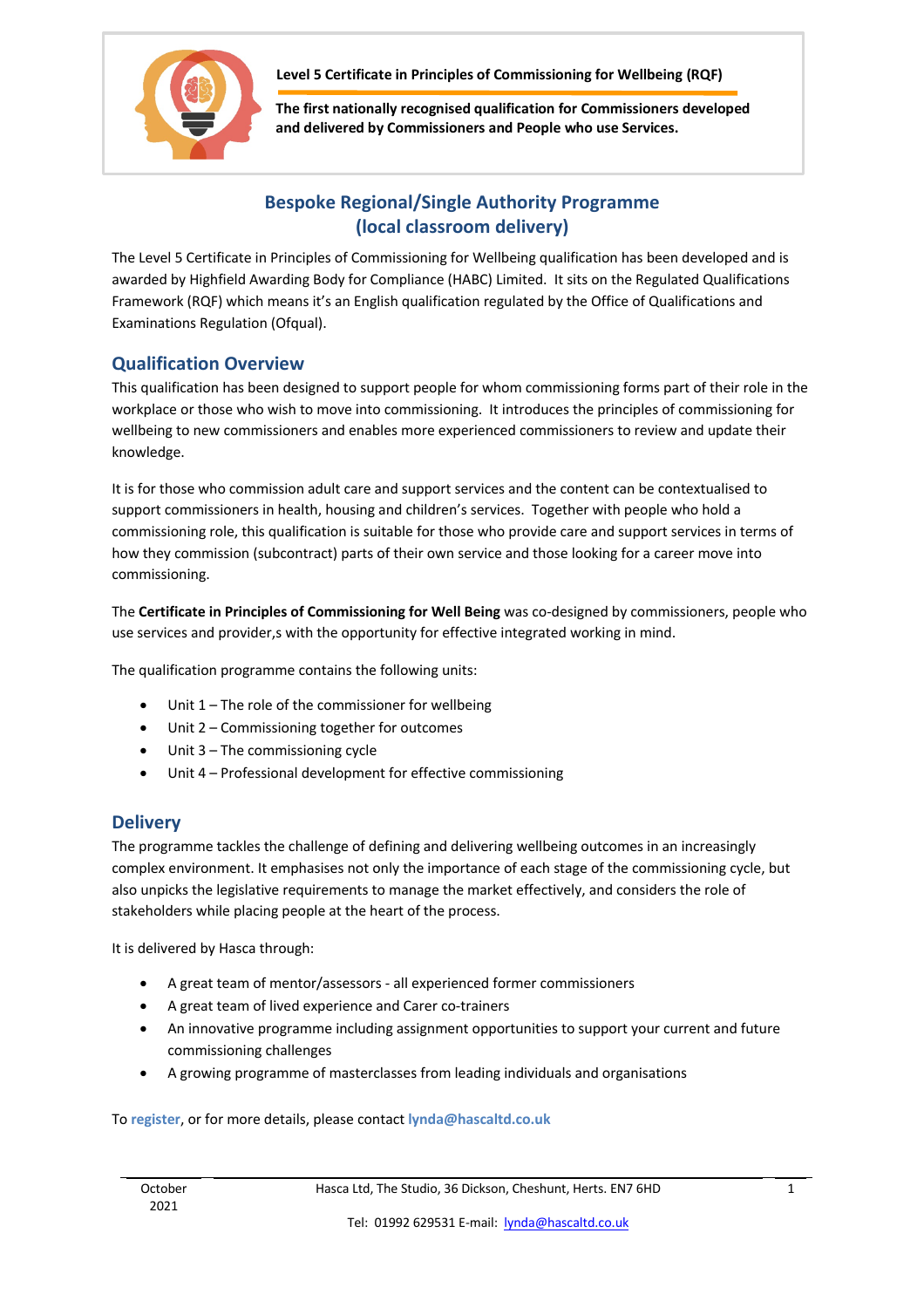**Level 5 Certificate in Principles of Commissioning for Wellbeing (RQF)**

**The first nationally recognised qualification for Commissioners developed and delivered by Commissioners and People who use Services.**

## Bespoke Regional/Single Authority Programme (local classroom delivery)

The Level 5 Certificate in Principles of Commissioning for Wellbeing qualification has been developed and is awarded by Highfield Awarding Body for Compliance (HABC) Limited. It sits on the Regulated Qualifications Framework (RQF) which means it's an English qualification regulated by the Office of Qualifications and Examinations Regulation (Ofqual).

## Qualification Overview

This qualification has been designed to support people for whom commissioning forms part of their role in the workplace or those who wish to move into commissioning. It introduces the principles of commissioning for wellbeing to new commissioners and enables more experienced commissioners to review and update their knowledge.

It is for those who commission adult care and support services and the content can be contextualised to support commissioners in health, housing and children's services. Together with people who hold a commissioning role, this qualification is suitable for those who provide care and support services in terms of how they commission (subcontract) parts of their own service and those looking for a career move into commissioning.

The **Certificate in Principles of Commissioning for Well Being** was co-designed by commissioners, people who use services and provider,s with the opportunity for effective integrated working in mind.

The qualification programme contains the following units:

- Unit 1 – The role of the commissioner for wellbeing
- Unit 2 – Commissioning together for outcomes
- Unit 3 – The commissioning cycle
- Unit 4 – Professional development for effective commissioning

## Delivery

The programme tackles the challenge of defining and delivering wellbeing outcomes in an increasingly complex environment. It emphasises not only the importance of each stage of the commissioning cycle, but also unpicks the legislative requirements to manage the market effectively, and considers the role of stakeholders while placing people at the heart of the process.

It is delivered by Hasca through:

- A great team of mentor/assessors - all experienced former commissioners
- A great team of lived experience and Carer co-trainers
- An innovative programme including assignment opportunities to support your current and future commissioning challenges
- A growing programme of masterclasses from leading individuals and organisations

To register, or for more details, please contact lynda@hascaltd.co.uk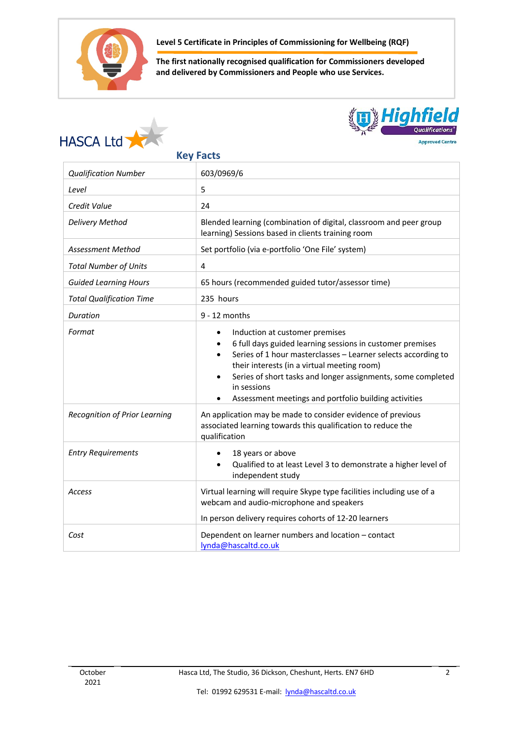**Level 5 Certificate in Principles of Commissioning for Wellbeing (RQF)**

**The first nationally recognised qualification for Commissioners developed and delivered by Commissioners and People who use Services.**

HASCA Ltd

Highfield Qualifications Approved Centre

## Key Facts

| | |
|---|---|
| *Qualification Number* | 603/0969/6 |
| *Level* | 5 |
| *Credit Value* | 24 |
| *Delivery Method* | Blended learning (combination of digital, classroom and peer group learning) Sessions based in clients training room |
| *Assessment Method* | Set portfolio (via e-portfolio 'One File' system) |
| *Total Number of Units* | 4 |
| *Guided Learning Hours* | 65 hours (recommended guided tutor/assessor time) |
| *Total Qualification Time* | 235 hours |
| *Duration* | 9 - 12 months |
| *Format* | • Induction at customer premises<br>• 6 full days guided learning sessions in customer premises<br>• Series of 1 hour masterclasses – Learner selects according to their interests (in a virtual meeting room)<br>• Series of short tasks and longer assignments, some completed in sessions<br>• Assessment meetings and portfolio building activities |
| *Recognition of Prior Learning* | An application may be made to consider evidence of previous associated learning towards this qualification to reduce the qualification |
| *Entry Requirements* | • 18 years or above<br>• Qualified to at least Level 3 to demonstrate a higher level of independent study |
| *Access* | Virtual learning will require Skype type facilities including use of a webcam and audio-microphone and speakers<br><br>In person delivery requires cohorts of 12-20 learners |
| *Cost* | Dependent on learner numbers and location – contact lynda@hascaltd.co.uk |

October 2021

Hasca Ltd, The Studio, 36 Dickson, Cheshunt, Herts. EN7 6HD

Tel: 01992 629531 E-mail: lynda@hascaltd.co.uk